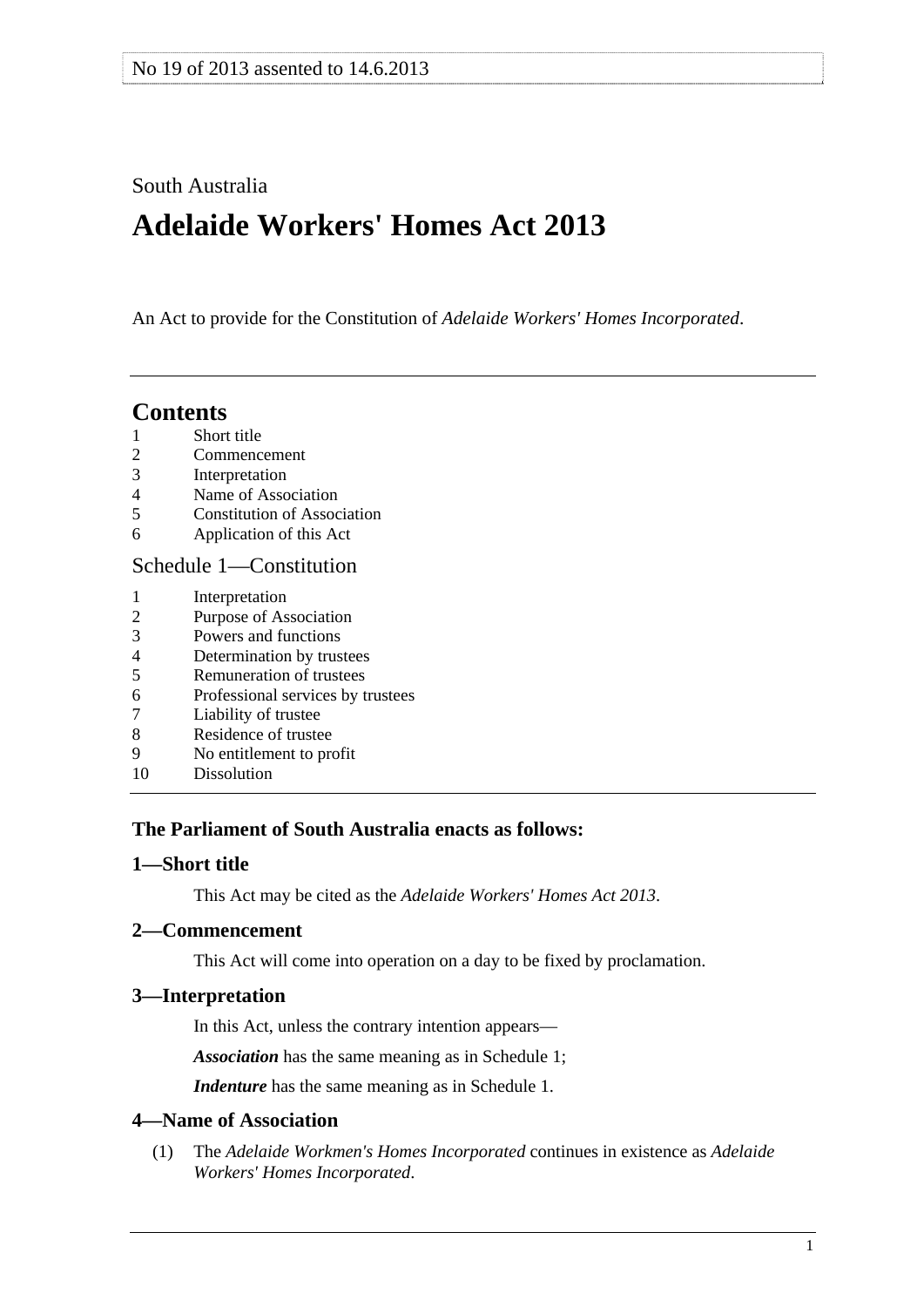No 19 of 2013 assented to 14.6.2013

South Australia

# Adelaide Workers' Homes Act 2013

An Act to provide for the Constitution of *Adelaide Workers' Homes Incorporated*.

---

## Contents

1 Short title
2 Commencement
3 Interpretation
4 Name of Association
5 Constitution of Association
6 Application of this Act

Schedule 1—Constitution

1 Interpretation
2 Purpose of Association
3 Powers and functions
4 Determination by trustees
5 Remuneration of trustees
6 Professional services by trustees
7 Liability of trustee
8 Residence of trustee
9 No entitlement to profit
10 Dissolution

---

**The Parliament of South Australia enacts as follows:**

### 1—Short title

This Act may be cited as the *Adelaide Workers' Homes Act 2013*.

### 2—Commencement

This Act will come into operation on a day to be fixed by proclamation.

### 3—Interpretation

In this Act, unless the contrary intention appears—

***Association*** has the same meaning as in Schedule 1;

***Indenture*** has the same meaning as in Schedule 1.

### 4—Name of Association

(1) The *Adelaide Workmen's Homes Incorporated* continues in existence as *Adelaide Workers' Homes Incorporated*.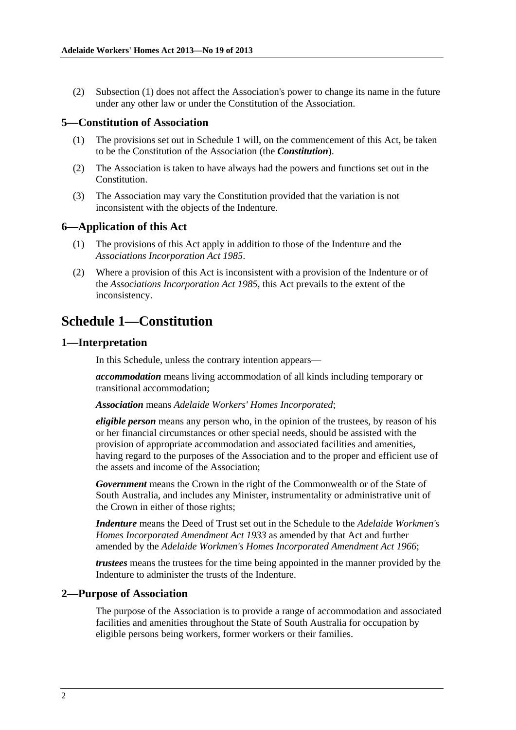(2) Subsection (1) does not affect the Association's power to change its name in the future under any other law or under the Constitution of the Association.

### 5—Constitution of Association

(1) The provisions set out in Schedule 1 will, on the commencement of this Act, be taken to be the Constitution of the Association (the ***Constitution***).

(2) The Association is taken to have always had the powers and functions set out in the Constitution.

(3) The Association may vary the Constitution provided that the variation is not inconsistent with the objects of the Indenture.

### 6—Application of this Act

(1) The provisions of this Act apply in addition to those of the Indenture and the *Associations Incorporation Act 1985*.

(2) Where a provision of this Act is inconsistent with a provision of the Indenture or of the *Associations Incorporation Act 1985*, this Act prevails to the extent of the inconsistency.

## Schedule 1—Constitution

### 1—Interpretation

In this Schedule, unless the contrary intention appears—

***accommodation*** means living accommodation of all kinds including temporary or transitional accommodation;

***Association*** means *Adelaide Workers' Homes Incorporated*;

***eligible person*** means any person who, in the opinion of the trustees, by reason of his or her financial circumstances or other special needs, should be assisted with the provision of appropriate accommodation and associated facilities and amenities, having regard to the purposes of the Association and to the proper and efficient use of the assets and income of the Association;

***Government*** means the Crown in the right of the Commonwealth or of the State of South Australia, and includes any Minister, instrumentality or administrative unit of the Crown in either of those rights;

***Indenture*** means the Deed of Trust set out in the Schedule to the *Adelaide Workmen's Homes Incorporated Amendment Act 1933* as amended by that Act and further amended by the *Adelaide Workmen's Homes Incorporated Amendment Act 1966*;

***trustees*** means the trustees for the time being appointed in the manner provided by the Indenture to administer the trusts of the Indenture.

### 2—Purpose of Association

The purpose of the Association is to provide a range of accommodation and associated facilities and amenities throughout the State of South Australia for occupation by eligible persons being workers, former workers or their families.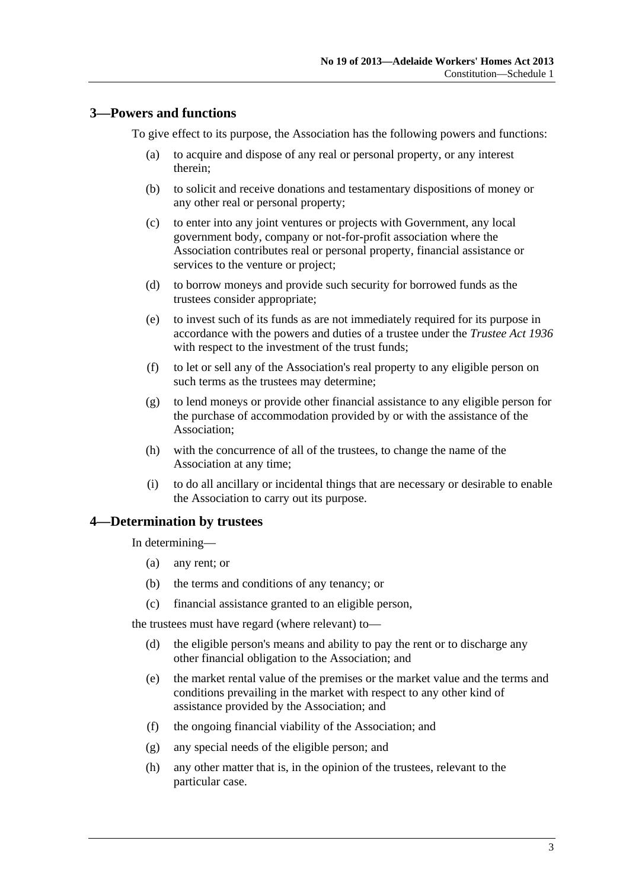## 3—Powers and functions

To give effect to its purpose, the Association has the following powers and functions:

(a) to acquire and dispose of any real or personal property, or any interest therein;

(b) to solicit and receive donations and testamentary dispositions of money or any other real or personal property;

(c) to enter into any joint ventures or projects with Government, any local government body, company or not-for-profit association where the Association contributes real or personal property, financial assistance or services to the venture or project;

(d) to borrow moneys and provide such security for borrowed funds as the trustees consider appropriate;

(e) to invest such of its funds as are not immediately required for its purpose in accordance with the powers and duties of a trustee under the *Trustee Act 1936* with respect to the investment of the trust funds;

(f) to let or sell any of the Association's real property to any eligible person on such terms as the trustees may determine;

(g) to lend moneys or provide other financial assistance to any eligible person for the purchase of accommodation provided by or with the assistance of the Association;

(h) with the concurrence of all of the trustees, to change the name of the Association at any time;

(i) to do all ancillary or incidental things that are necessary or desirable to enable the Association to carry out its purpose.

## 4—Determination by trustees

In determining—

(a) any rent; or

(b) the terms and conditions of any tenancy; or

(c) financial assistance granted to an eligible person,

the trustees must have regard (where relevant) to—

(d) the eligible person's means and ability to pay the rent or to discharge any other financial obligation to the Association; and

(e) the market rental value of the premises or the market value and the terms and conditions prevailing in the market with respect to any other kind of assistance provided by the Association; and

(f) the ongoing financial viability of the Association; and

(g) any special needs of the eligible person; and

(h) any other matter that is, in the opinion of the trustees, relevant to the particular case.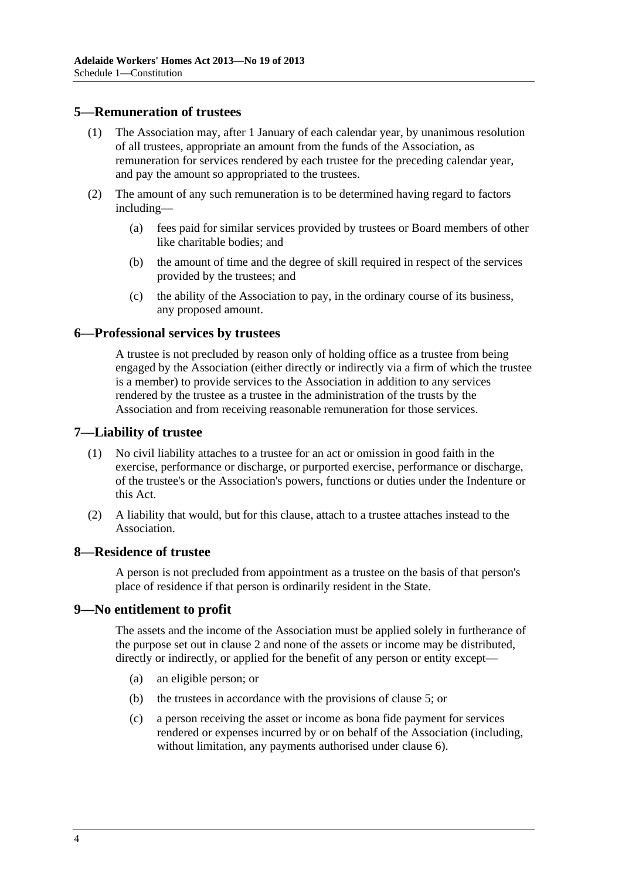## 5—Remuneration of trustees

(1) The Association may, after 1 January of each calendar year, by unanimous resolution of all trustees, appropriate an amount from the funds of the Association, as remuneration for services rendered by each trustee for the preceding calendar year, and pay the amount so appropriated to the trustees.

(2) The amount of any such remuneration is to be determined having regard to factors including—

(a) fees paid for similar services provided by trustees or Board members of other like charitable bodies; and

(b) the amount of time and the degree of skill required in respect of the services provided by the trustees; and

(c) the ability of the Association to pay, in the ordinary course of its business, any proposed amount.

## 6—Professional services by trustees

A trustee is not precluded by reason only of holding office as a trustee from being engaged by the Association (either directly or indirectly via a firm of which the trustee is a member) to provide services to the Association in addition to any services rendered by the trustee as a trustee in the administration of the trusts by the Association and from receiving reasonable remuneration for those services.

## 7—Liability of trustee

(1) No civil liability attaches to a trustee for an act or omission in good faith in the exercise, performance or discharge, or purported exercise, performance or discharge, of the trustee's or the Association's powers, functions or duties under the Indenture or this Act.

(2) A liability that would, but for this clause, attach to a trustee attaches instead to the Association.

## 8—Residence of trustee

A person is not precluded from appointment as a trustee on the basis of that person's place of residence if that person is ordinarily resident in the State.

## 9—No entitlement to profit

The assets and the income of the Association must be applied solely in furtherance of the purpose set out in clause 2 and none of the assets or income may be distributed, directly or indirectly, or applied for the benefit of any person or entity except—

(a) an eligible person; or

(b) the trustees in accordance with the provisions of clause 5; or

(c) a person receiving the asset or income as bona fide payment for services rendered or expenses incurred by or on behalf of the Association (including, without limitation, any payments authorised under clause 6).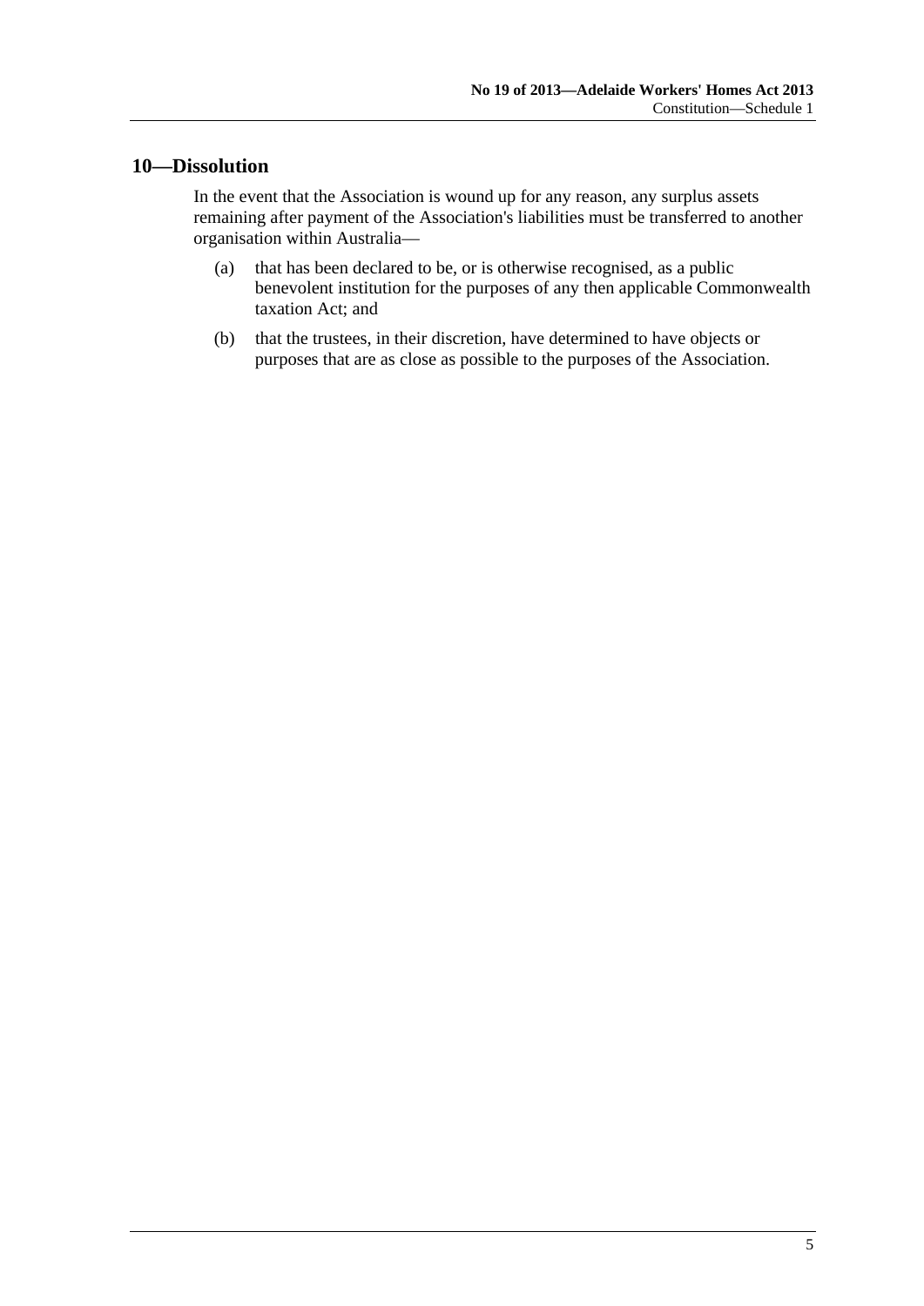## 10—Dissolution

In the event that the Association is wound up for any reason, any surplus assets remaining after payment of the Association's liabilities must be transferred to another organisation within Australia—

(a) that has been declared to be, or is otherwise recognised, as a public benevolent institution for the purposes of any then applicable Commonwealth taxation Act; and

(b) that the trustees, in their discretion, have determined to have objects or purposes that are as close as possible to the purposes of the Association.